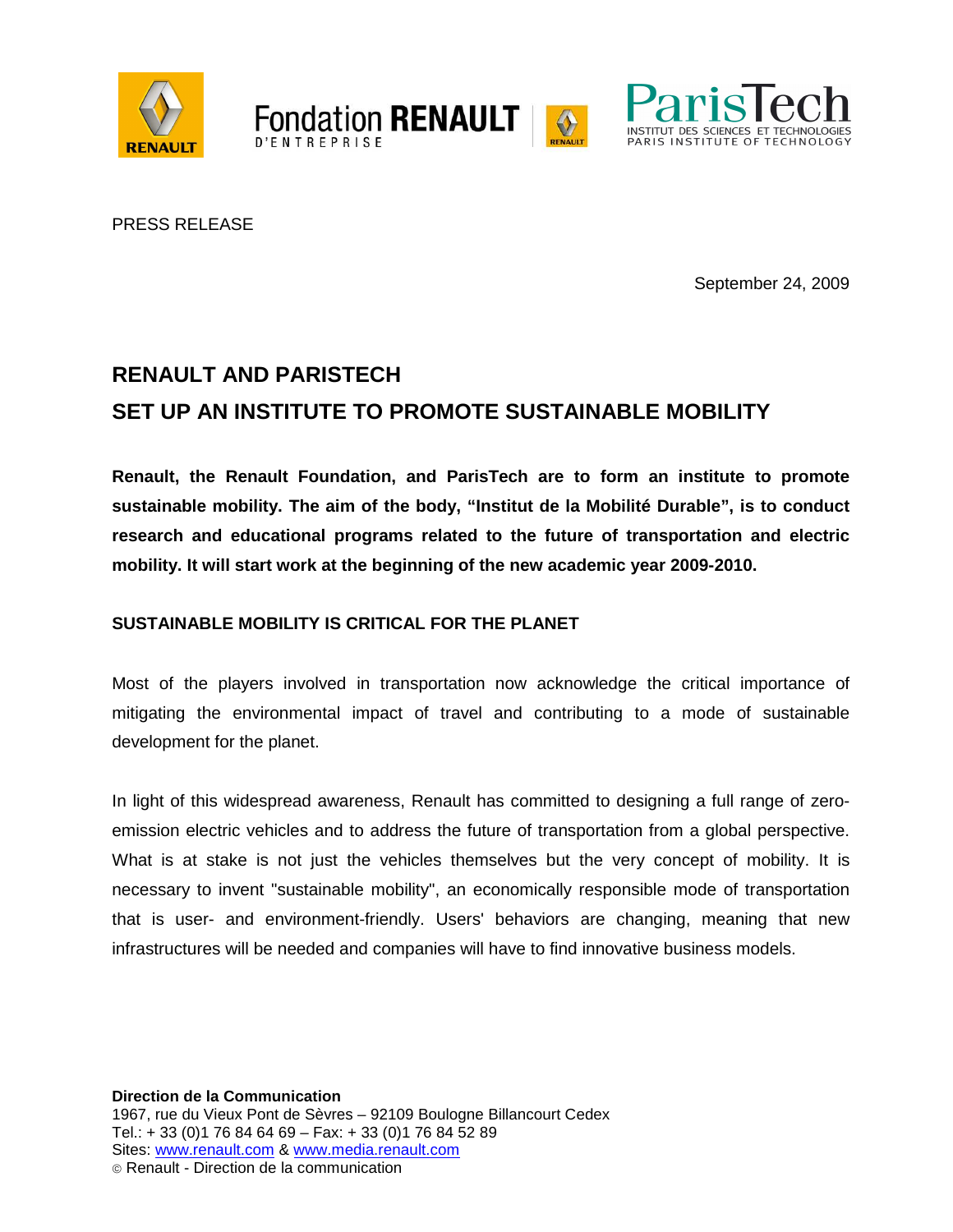PRESS RELEASE

September 24, 2009

# RENAULT AND PARISTECH
# SET UP AN INSTITUTE TO PROMOTE SUSTAINABLE MOBILITY

**Renault, the Renault Foundation, and ParisTech are to form an institute to promote sustainable mobility. The aim of the body, "Institut de la Mobilité Durable", is to conduct research and educational programs related to the future of transportation and electric mobility. It will start work at the beginning of the new academic year 2009-2010.**

## SUSTAINABLE MOBILITY IS CRITICAL FOR THE PLANET

Most of the players involved in transportation now acknowledge the critical importance of mitigating the environmental impact of travel and contributing to a mode of sustainable development for the planet.

In light of this widespread awareness, Renault has committed to designing a full range of zero-emission electric vehicles and to address the future of transportation from a global perspective. What is at stake is not just the vehicles themselves but the very concept of mobility. It is necessary to invent "sustainable mobility", an economically responsible mode of transportation that is user- and environment-friendly. Users' behaviors are changing, meaning that new infrastructures will be needed and companies will have to find innovative business models.

**Direction de la Communication**
1967, rue du Vieux Pont de Sèvres – 92109 Boulogne Billancourt Cedex
Tel.: + 33 (0)1 76 84 64 69 – Fax: + 33 (0)1 76 84 52 89
Sites: www.renault.com & www.media.renault.com
© Renault - Direction de la communication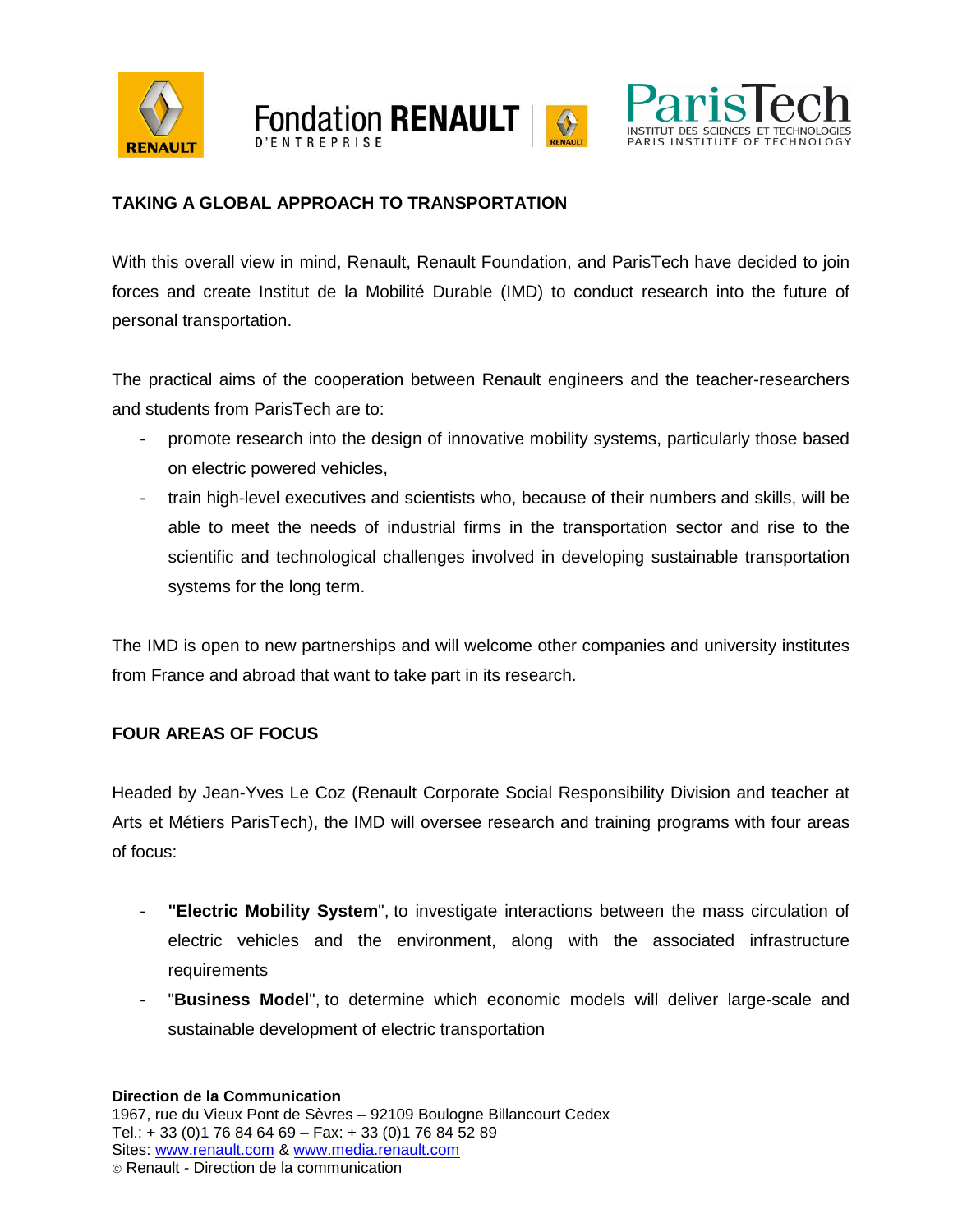## TAKING A GLOBAL APPROACH TO TRANSPORTATION

With this overall view in mind, Renault, Renault Foundation, and ParisTech have decided to join forces and create Institut de la Mobilité Durable (IMD) to conduct research into the future of personal transportation.

The practical aims of the cooperation between Renault engineers and the teacher-researchers and students from ParisTech are to:

- promote research into the design of innovative mobility systems, particularly those based on electric powered vehicles,
- train high-level executives and scientists who, because of their numbers and skills, will be able to meet the needs of industrial firms in the transportation sector and rise to the scientific and technological challenges involved in developing sustainable transportation systems for the long term.

The IMD is open to new partnerships and will welcome other companies and university institutes from France and abroad that want to take part in its research.

## FOUR AREAS OF FOCUS

Headed by Jean-Yves Le Coz (Renault Corporate Social Responsibility Division and teacher at Arts et Métiers ParisTech), the IMD will oversee research and training programs with four areas of focus:

- **"Electric Mobility System"**, to investigate interactions between the mass circulation of electric vehicles and the environment, along with the associated infrastructure requirements
- "**Business Model**", to determine which economic models will deliver large-scale and sustainable development of electric transportation

**Direction de la Communication**
1967, rue du Vieux Pont de Sèvres – 92109 Boulogne Billancourt Cedex
Tel.: + 33 (0)1 76 84 64 69 – Fax: + 33 (0)1 76 84 52 89
Sites: www.renault.com & www.media.renault.com
© Renault - Direction de la communication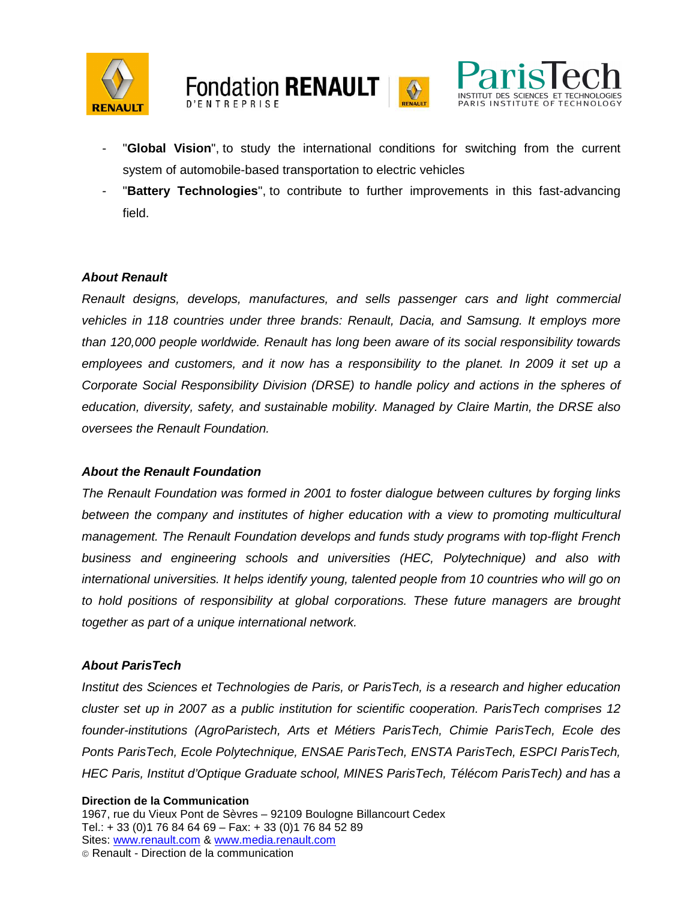- "**Global Vision**", to study the international conditions for switching from the current system of automobile-based transportation to electric vehicles
- "**Battery Technologies**", to contribute to further improvements in this fast-advancing field.

***About Renault***

*Renault designs, develops, manufactures, and sells passenger cars and light commercial vehicles in 118 countries under three brands: Renault, Dacia, and Samsung. It employs more than 120,000 people worldwide. Renault has long been aware of its social responsibility towards employees and customers, and it now has a responsibility to the planet. In 2009 it set up a Corporate Social Responsibility Division (DRSE) to handle policy and actions in the spheres of education, diversity, safety, and sustainable mobility. Managed by Claire Martin, the DRSE also oversees the Renault Foundation.*

***About the Renault Foundation***

*The Renault Foundation was formed in 2001 to foster dialogue between cultures by forging links between the company and institutes of higher education with a view to promoting multicultural management. The Renault Foundation develops and funds study programs with top-flight French business and engineering schools and universities (HEC, Polytechnique) and also with international universities. It helps identify young, talented people from 10 countries who will go on to hold positions of responsibility at global corporations. These future managers are brought together as part of a unique international network.*

***About ParisTech***

*Institut des Sciences et Technologies de Paris, or ParisTech, is a research and higher education cluster set up in 2007 as a public institution for scientific cooperation. ParisTech comprises 12 founder-institutions (AgroParistech, Arts et Métiers ParisTech, Chimie ParisTech, Ecole des Ponts ParisTech, Ecole Polytechnique, ENSAE ParisTech, ENSTA ParisTech, ESPCI ParisTech, HEC Paris, Institut d'Optique Graduate school, MINES ParisTech, Télécom ParisTech) and has a*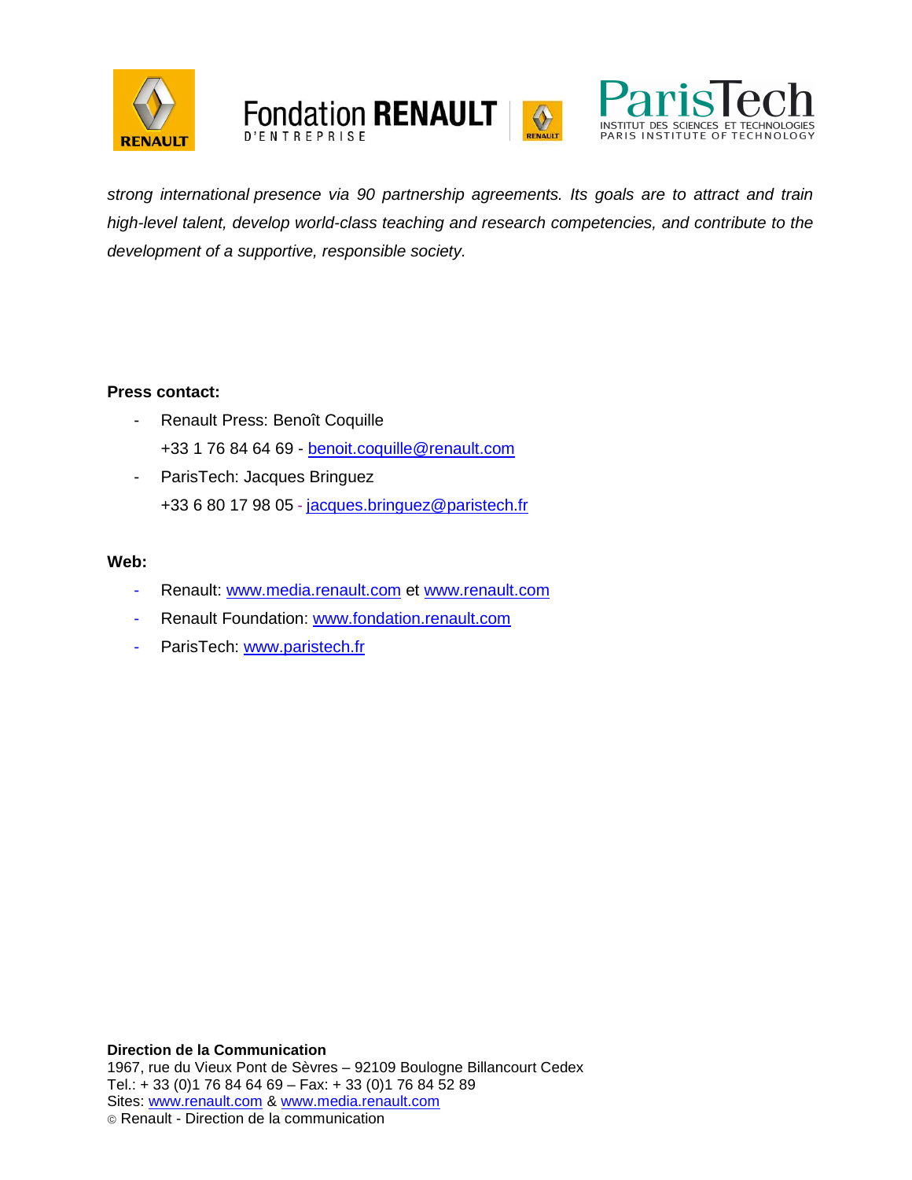*strong international presence via 90 partnership agreements. Its goals are to attract and train high-level talent, develop world-class teaching and research competencies, and contribute to the development of a supportive, responsible society.*

**Press contact:**

- Renault Press: Benoît Coquille
  +33 1 76 84 64 69 - benoit.coquille@renault.com
- ParisTech: Jacques Bringuez
  +33 6 80 17 98 05 - jacques.bringuez@paristech.fr

**Web:**

- Renault: www.media.renault.com et www.renault.com
- Renault Foundation: www.fondation.renault.com
- ParisTech: www.paristech.fr

**Direction de la Communication**
1967, rue du Vieux Pont de Sèvres – 92109 Boulogne Billancourt Cedex
Tel.: + 33 (0)1 76 84 64 69 – Fax: + 33 (0)1 76 84 52 89
Sites: www.renault.com & www.media.renault.com
© Renault - Direction de la communication